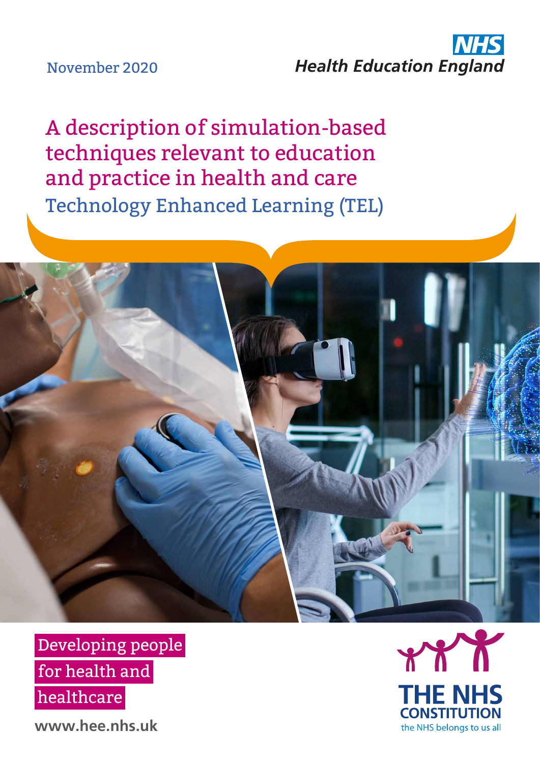November 2020

**NHS Health Education England**

# A description of simulation-based techniques relevant to education and practice in health and care

## Technology Enhanced Learning (TEL)

Developing people for health and healthcare

www.hee.nhs.uk

THE NHS CONSTITUTION
the NHS belongs to us all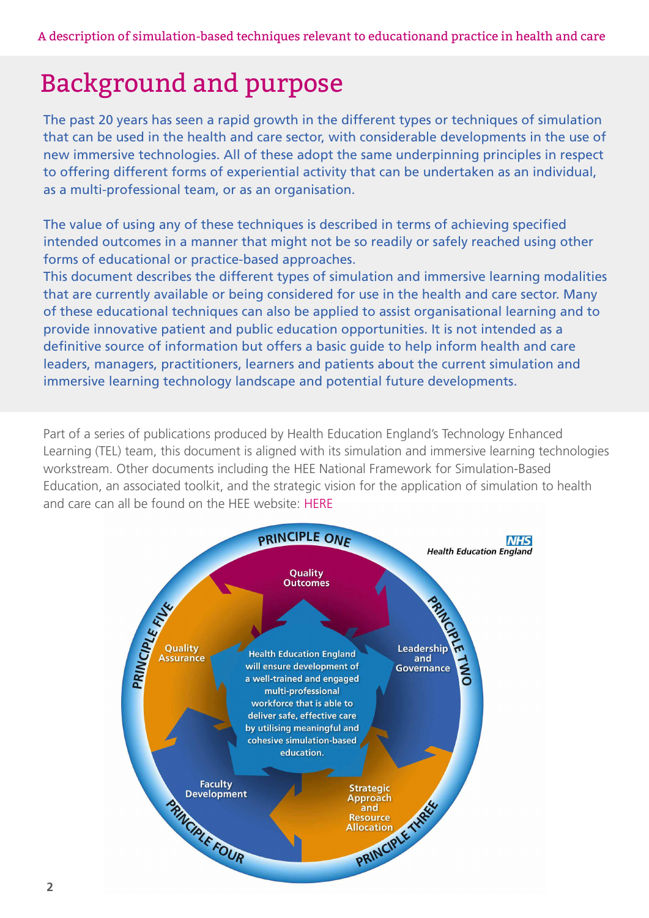# Background and purpose

The past 20 years has seen a rapid growth in the different types or techniques of simulation that can be used in the health and care sector, with considerable developments in the use of new immersive technologies. All of these adopt the same underpinning principles in respect to offering different forms of experiential activity that can be undertaken as an individual, as a multi-professional team, or as an organisation.

The value of using any of these techniques is described in terms of achieving specified intended outcomes in a manner that might not be so readily or safely reached using other forms of educational or practice-based approaches.
This document describes the different types of simulation and immersive learning modalities that are currently available or being considered for use in the health and care sector. Many of these educational techniques can also be applied to assist organisational learning and to provide innovative patient and public education opportunities. It is not intended as a definitive source of information but offers a basic guide to help inform health and care leaders, managers, practitioners, learners and patients about the current simulation and immersive learning technology landscape and potential future developments.

Part of a series of publications produced by Health Education England's Technology Enhanced Learning (TEL) team, this document is aligned with its simulation and immersive learning technologies workstream. Other documents including the HEE National Framework for Simulation-Based Education, an associated toolkit, and the strategic vision for the application of simulation to health and care can all be found on the HEE website: HERE

NHS Health Education England

PRINCIPLE ONE – Quality Outcomes

PRINCIPLE TWO – Leadership and Governance

PRINCIPLE THREE – Strategic Approach and Resource Allocation

PRINCIPLE FOUR – Faculty Development

PRINCIPLE FIVE – Quality Assurance

Health Education England will ensure development of a well-trained and engaged multi-professional workforce that is able to deliver safe, effective care by utilising meaningful and cohesive simulation-based education.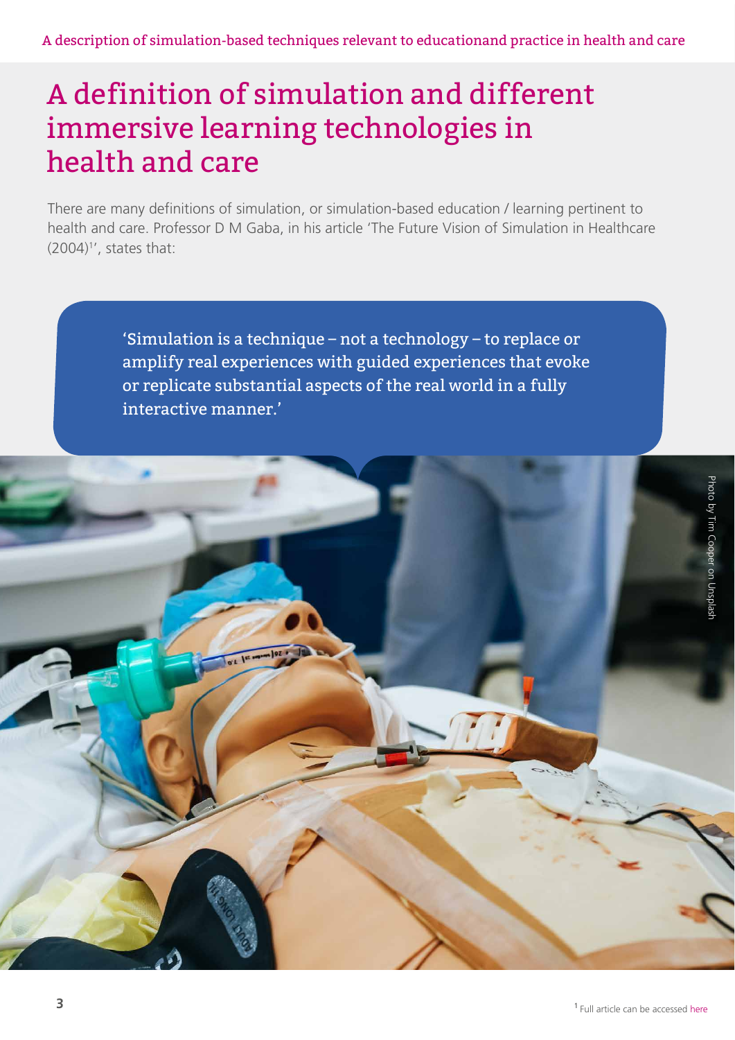# A definition of simulation and different immersive learning technologies in health and care

There are many definitions of simulation, or simulation-based education / learning pertinent to health and care. Professor D M Gaba, in his article 'The Future Vision of Simulation in Healthcare (2004)[1]', states that:

> 'Simulation is a technique – not a technology – to replace or amplify real experiences with guided experiences that evoke or replicate substantial aspects of the real world in a fully interactive manner.'

Photo by Tim Cooper on Unsplash

[1] Full article can be accessed here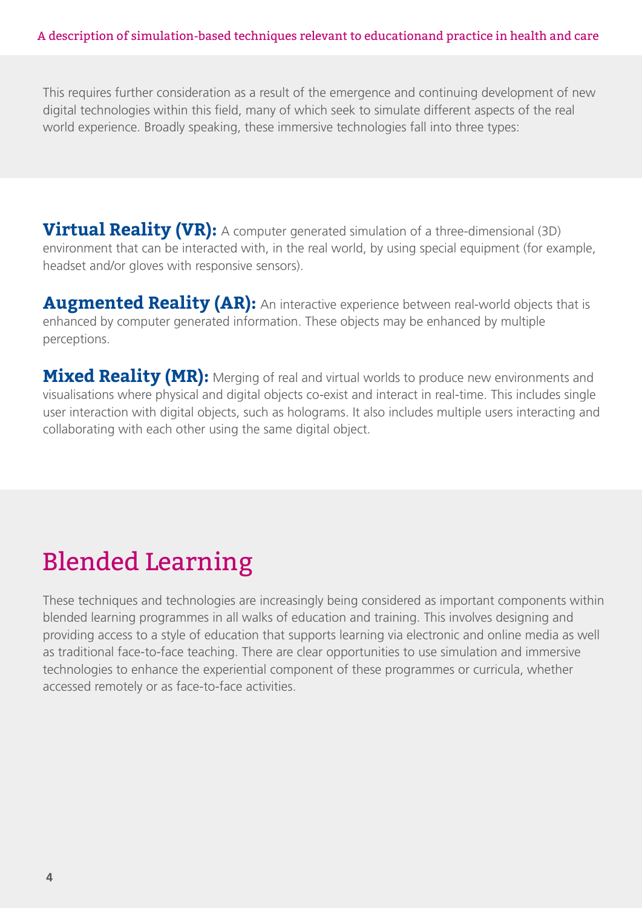This requires further consideration as a result of the emergence and continuing development of new digital technologies within this field, many of which seek to simulate different aspects of the real world experience. Broadly speaking, these immersive technologies fall into three types:

**Virtual Reality (VR):** A computer generated simulation of a three-dimensional (3D) environment that can be interacted with, in the real world, by using special equipment (for example, headset and/or gloves with responsive sensors).

**Augmented Reality (AR):** An interactive experience between real-world objects that is enhanced by computer generated information. These objects may be enhanced by multiple perceptions.

**Mixed Reality (MR):** Merging of real and virtual worlds to produce new environments and visualisations where physical and digital objects co-exist and interact in real-time. This includes single user interaction with digital objects, such as holograms. It also includes multiple users interacting and collaborating with each other using the same digital object.

## Blended Learning

These techniques and technologies are increasingly being considered as important components within blended learning programmes in all walks of education and training. This involves designing and providing access to a style of education that supports learning via electronic and online media as well as traditional face-to-face teaching. There are clear opportunities to use simulation and immersive technologies to enhance the experiential component of these programmes or curricula, whether accessed remotely or as face-to-face activities.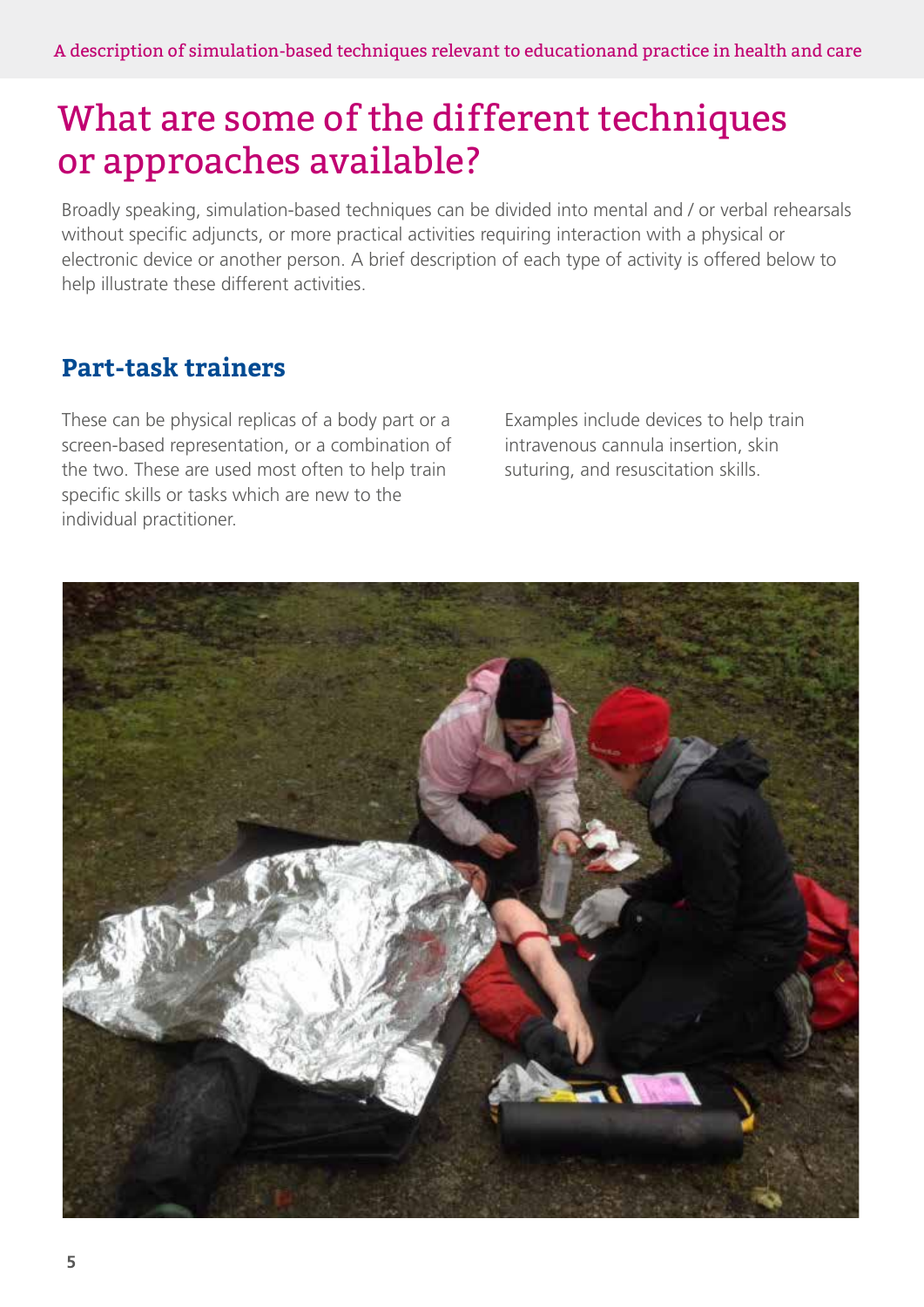# What are some of the different techniques or approaches available?

Broadly speaking, simulation-based techniques can be divided into mental and / or verbal rehearsals without specific adjuncts, or more practical activities requiring interaction with a physical or electronic device or another person. A brief description of each type of activity is offered below to help illustrate these different activities.

## Part-task trainers

These can be physical replicas of a body part or a screen-based representation, or a combination of the two. These are used most often to help train specific skills or tasks which are new to the individual practitioner.

Examples include devices to help train intravenous cannula insertion, skin suturing, and resuscitation skills.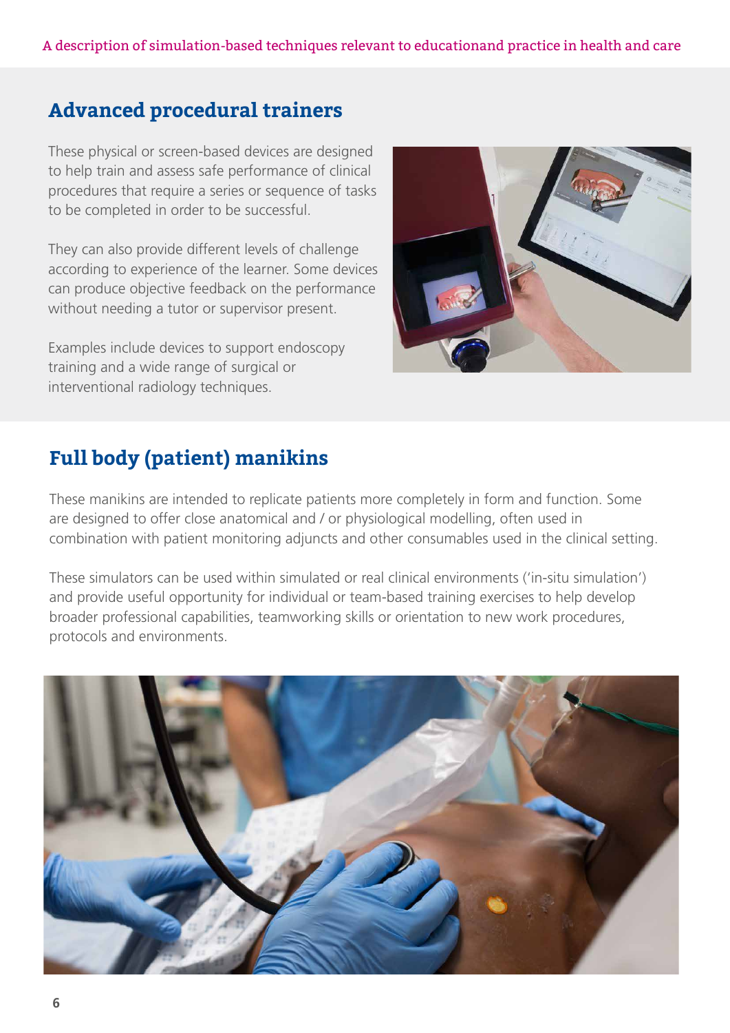## Advanced procedural trainers

These physical or screen-based devices are designed to help train and assess safe performance of clinical procedures that require a series or sequence of tasks to be completed in order to be successful.

They can also provide different levels of challenge according to experience of the learner. Some devices can produce objective feedback on the performance without needing a tutor or supervisor present.

Examples include devices to support endoscopy training and a wide range of surgical or interventional radiology techniques.

## Full body (patient) manikins

These manikins are intended to replicate patients more completely in form and function. Some are designed to offer close anatomical and / or physiological modelling, often used in combination with patient monitoring adjuncts and other consumables used in the clinical setting.

These simulators can be used within simulated or real clinical environments ('in-situ simulation') and provide useful opportunity for individual or team-based training exercises to help develop broader professional capabilities, teamworking skills or orientation to new work procedures, protocols and environments.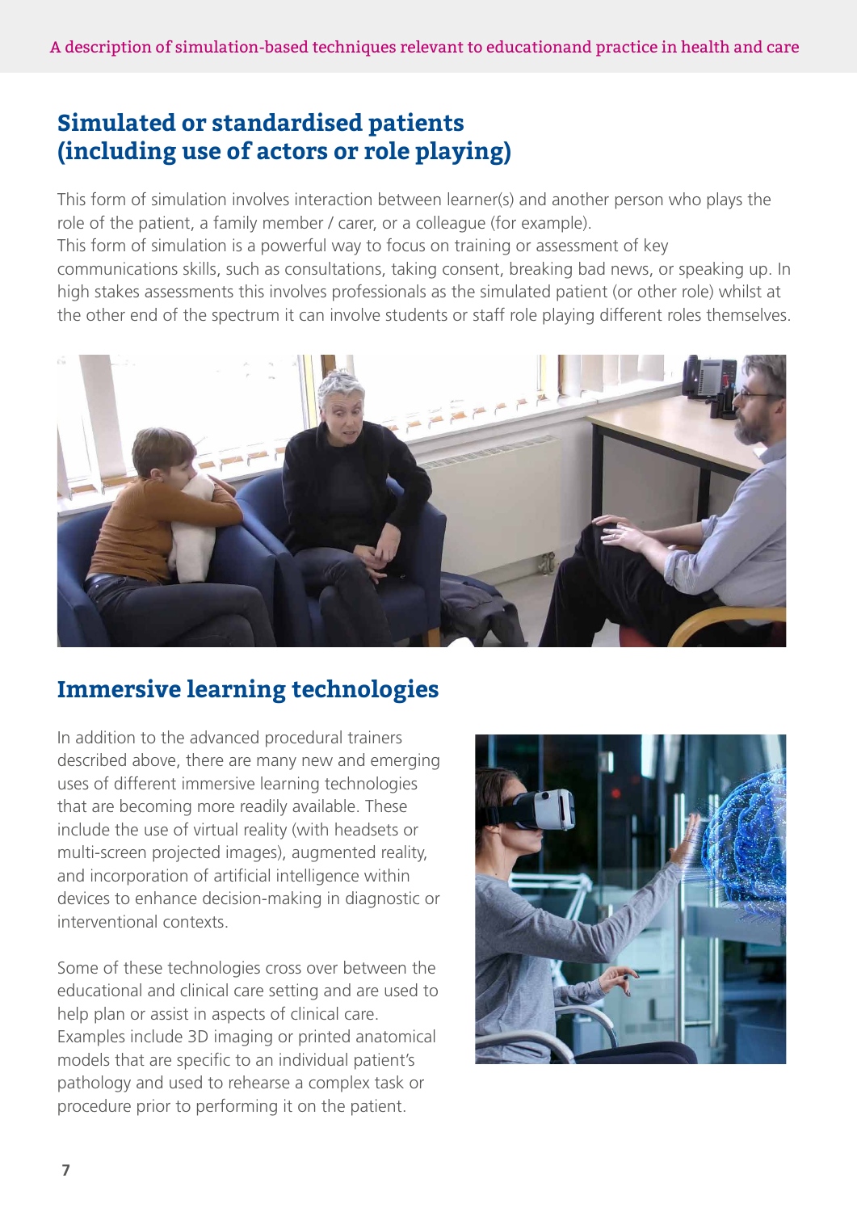## Simulated or standardised patients (including use of actors or role playing)

This form of simulation involves interaction between learner(s) and another person who plays the role of the patient, a family member / carer, or a colleague (for example).
This form of simulation is a powerful way to focus on training or assessment of key communications skills, such as consultations, taking consent, breaking bad news, or speaking up. In high stakes assessments this involves professionals as the simulated patient (or other role) whilst at the other end of the spectrum it can involve students or staff role playing different roles themselves.

## Immersive learning technologies

In addition to the advanced procedural trainers described above, there are many new and emerging uses of different immersive learning technologies that are becoming more readily available. These include the use of virtual reality (with headsets or multi-screen projected images), augmented reality, and incorporation of artificial intelligence within devices to enhance decision-making in diagnostic or interventional contexts.

Some of these technologies cross over between the educational and clinical care setting and are used to help plan or assist in aspects of clinical care. Examples include 3D imaging or printed anatomical models that are specific to an individual patient's pathology and used to rehearse a complex task or procedure prior to performing it on the patient.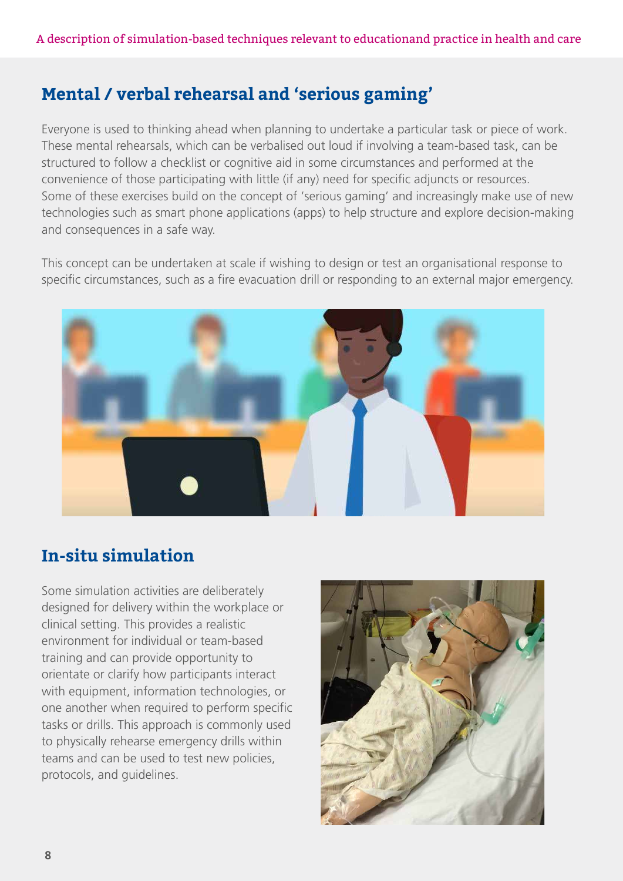## Mental / verbal rehearsal and 'serious gaming'

Everyone is used to thinking ahead when planning to undertake a particular task or piece of work. These mental rehearsals, which can be verbalised out loud if involving a team-based task, can be structured to follow a checklist or cognitive aid in some circumstances and performed at the convenience of those participating with little (if any) need for specific adjuncts or resources. Some of these exercises build on the concept of 'serious gaming' and increasingly make use of new technologies such as smart phone applications (apps) to help structure and explore decision-making and consequences in a safe way.

This concept can be undertaken at scale if wishing to design or test an organisational response to specific circumstances, such as a fire evacuation drill or responding to an external major emergency.

## In-situ simulation

Some simulation activities are deliberately designed for delivery within the workplace or clinical setting. This provides a realistic environment for individual or team-based training and can provide opportunity to orientate or clarify how participants interact with equipment, information technologies, or one another when required to perform specific tasks or drills. This approach is commonly used to physically rehearse emergency drills within teams and can be used to test new policies, protocols, and guidelines.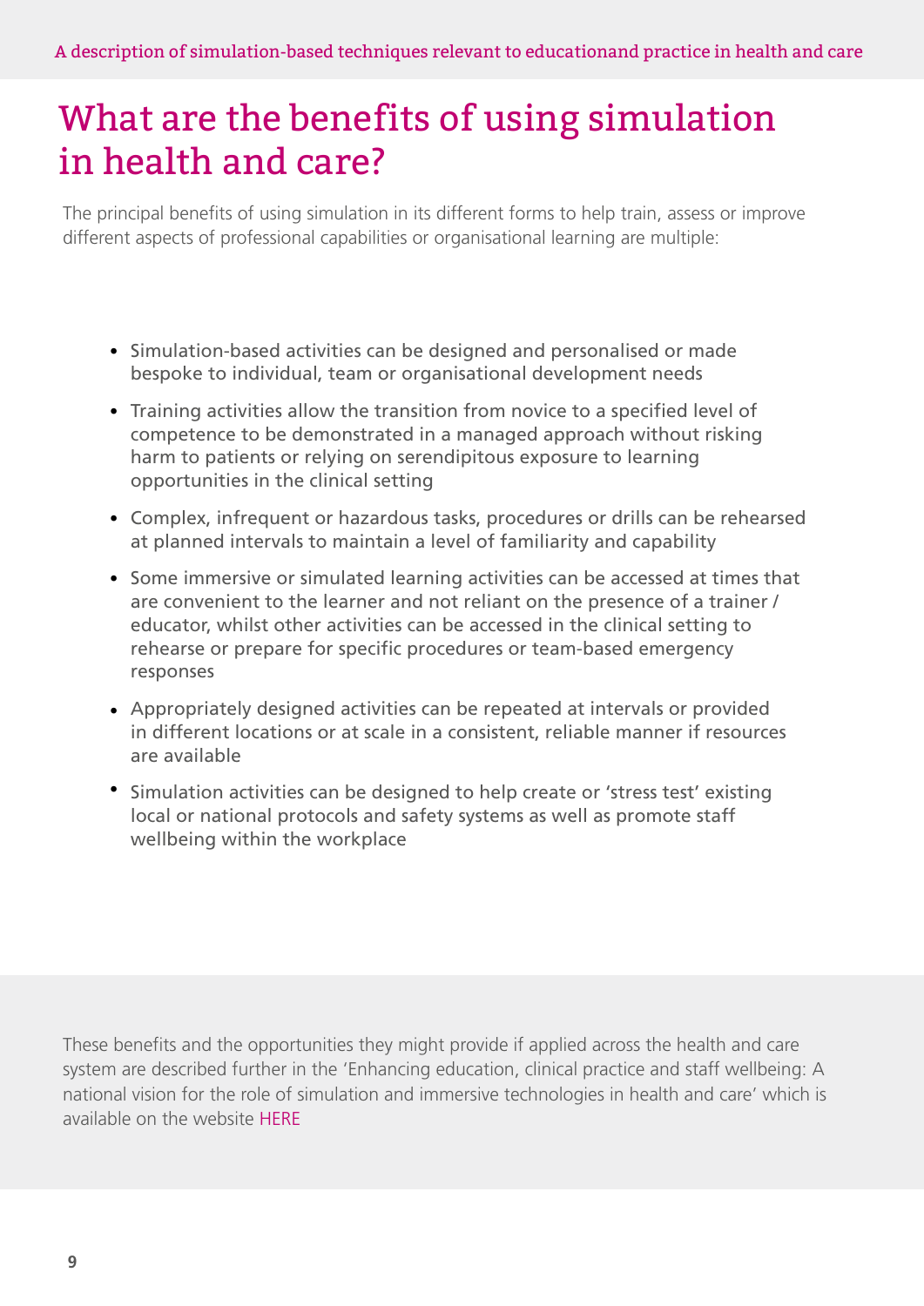# What are the benefits of using simulation in health and care?

The principal benefits of using simulation in its different forms to help train, assess or improve different aspects of professional capabilities or organisational learning are multiple:

- Simulation-based activities can be designed and personalised or made bespoke to individual, team or organisational development needs
- Training activities allow the transition from novice to a specified level of competence to be demonstrated in a managed approach without risking harm to patients or relying on serendipitous exposure to learning opportunities in the clinical setting
- Complex, infrequent or hazardous tasks, procedures or drills can be rehearsed at planned intervals to maintain a level of familiarity and capability
- Some immersive or simulated learning activities can be accessed at times that are convenient to the learner and not reliant on the presence of a trainer / educator, whilst other activities can be accessed in the clinical setting to rehearse or prepare for specific procedures or team-based emergency responses
- Appropriately designed activities can be repeated at intervals or provided in different locations or at scale in a consistent, reliable manner if resources are available
- Simulation activities can be designed to help create or 'stress test' existing local or national protocols and safety systems as well as promote staff wellbeing within the workplace

These benefits and the opportunities they might provide if applied across the health and care system are described further in the 'Enhancing education, clinical practice and staff wellbeing: A national vision for the role of simulation and immersive technologies in health and care' which is available on the website HERE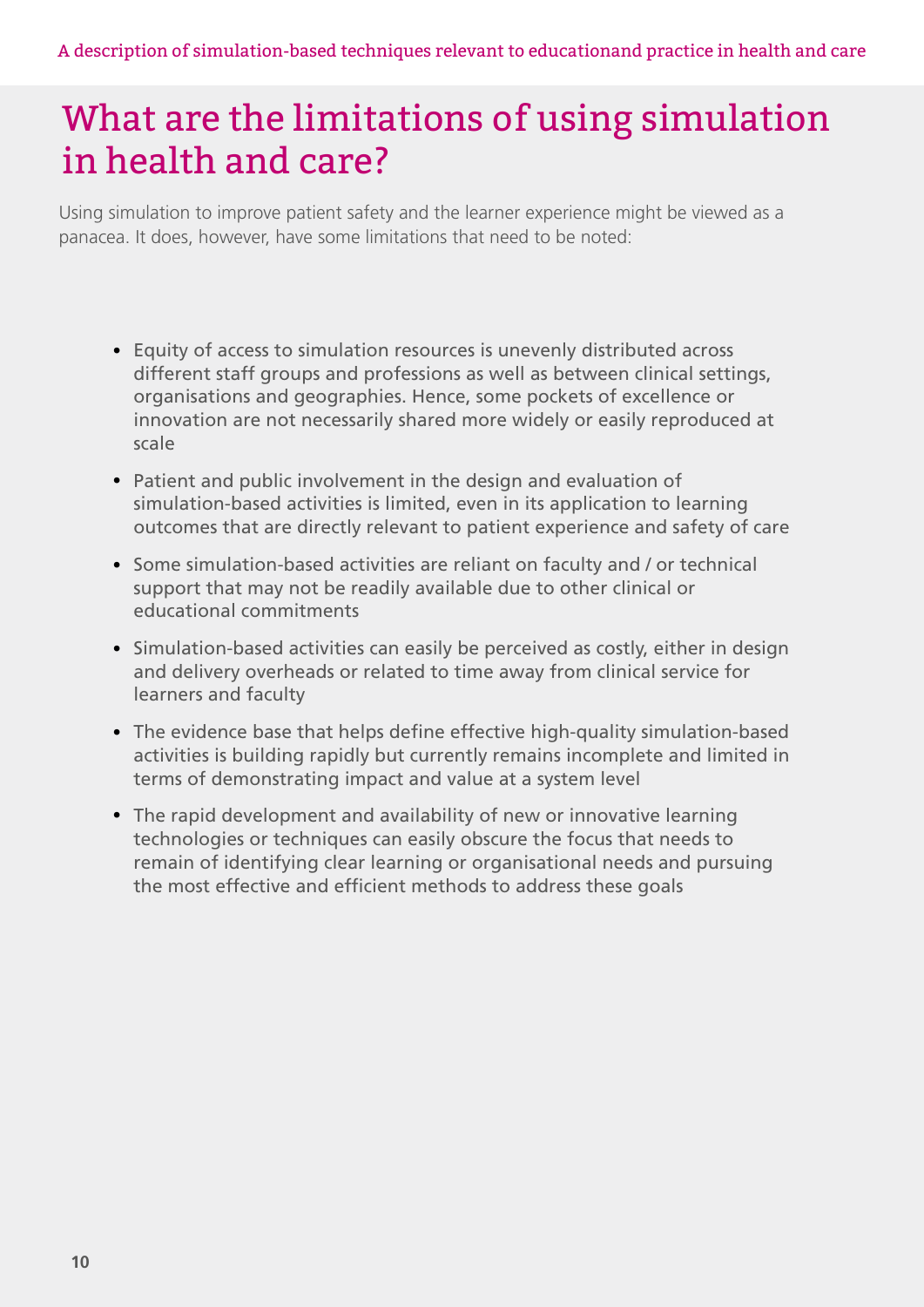# What are the limitations of using simulation in health and care?

Using simulation to improve patient safety and the learner experience might be viewed as a panacea. It does, however, have some limitations that need to be noted:

- Equity of access to simulation resources is unevenly distributed across different staff groups and professions as well as between clinical settings, organisations and geographies. Hence, some pockets of excellence or innovation are not necessarily shared more widely or easily reproduced at scale
- Patient and public involvement in the design and evaluation of simulation-based activities is limited, even in its application to learning outcomes that are directly relevant to patient experience and safety of care
- Some simulation-based activities are reliant on faculty and / or technical support that may not be readily available due to other clinical or educational commitments
- Simulation-based activities can easily be perceived as costly, either in design and delivery overheads or related to time away from clinical service for learners and faculty
- The evidence base that helps define effective high-quality simulation-based activities is building rapidly but currently remains incomplete and limited in terms of demonstrating impact and value at a system level
- The rapid development and availability of new or innovative learning technologies or techniques can easily obscure the focus that needs to remain of identifying clear learning or organisational needs and pursuing the most effective and efficient methods to address these goals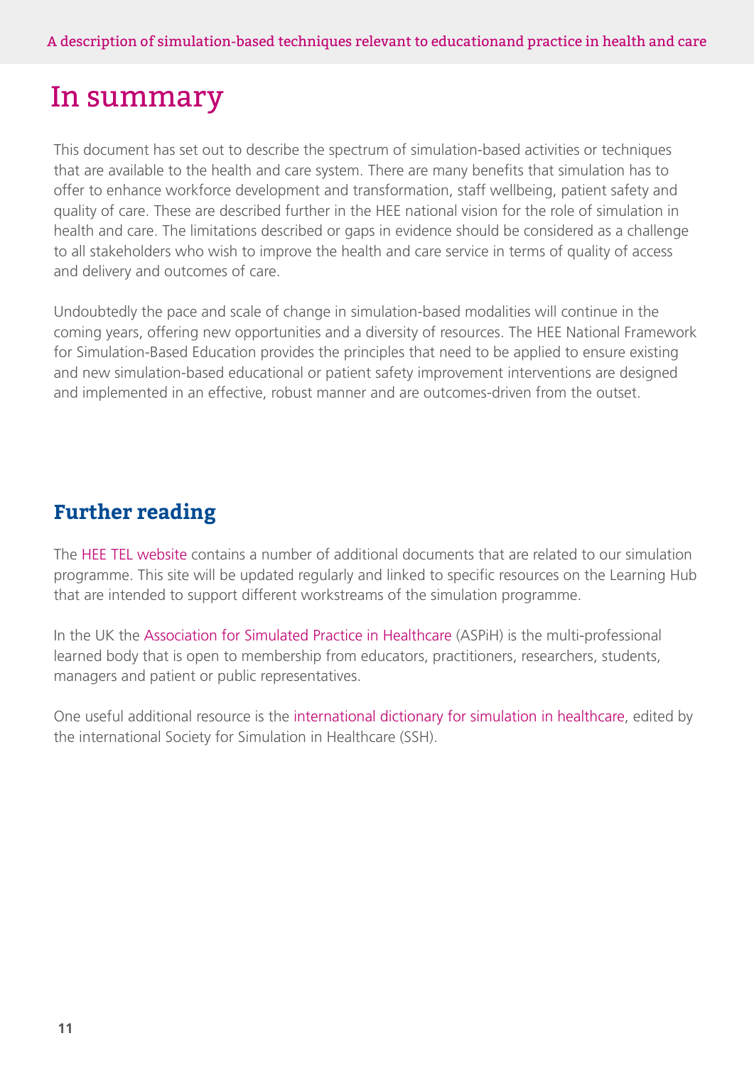# In summary

This document has set out to describe the spectrum of simulation-based activities or techniques that are available to the health and care system. There are many benefits that simulation has to offer to enhance workforce development and transformation, staff wellbeing, patient safety and quality of care. These are described further in the HEE national vision for the role of simulation in health and care. The limitations described or gaps in evidence should be considered as a challenge to all stakeholders who wish to improve the health and care service in terms of quality of access and delivery and outcomes of care.

Undoubtedly the pace and scale of change in simulation-based modalities will continue in the coming years, offering new opportunities and a diversity of resources. The HEE National Framework for Simulation-Based Education provides the principles that need to be applied to ensure existing and new simulation-based educational or patient safety improvement interventions are designed and implemented in an effective, robust manner and are outcomes-driven from the outset.

## Further reading

The HEE TEL website contains a number of additional documents that are related to our simulation programme. This site will be updated regularly and linked to specific resources on the Learning Hub that are intended to support different workstreams of the simulation programme.

In the UK the Association for Simulated Practice in Healthcare (ASPiH) is the multi-professional learned body that is open to membership from educators, practitioners, researchers, students, managers and patient or public representatives.

One useful additional resource is the international dictionary for simulation in healthcare, edited by the international Society for Simulation in Healthcare (SSH).